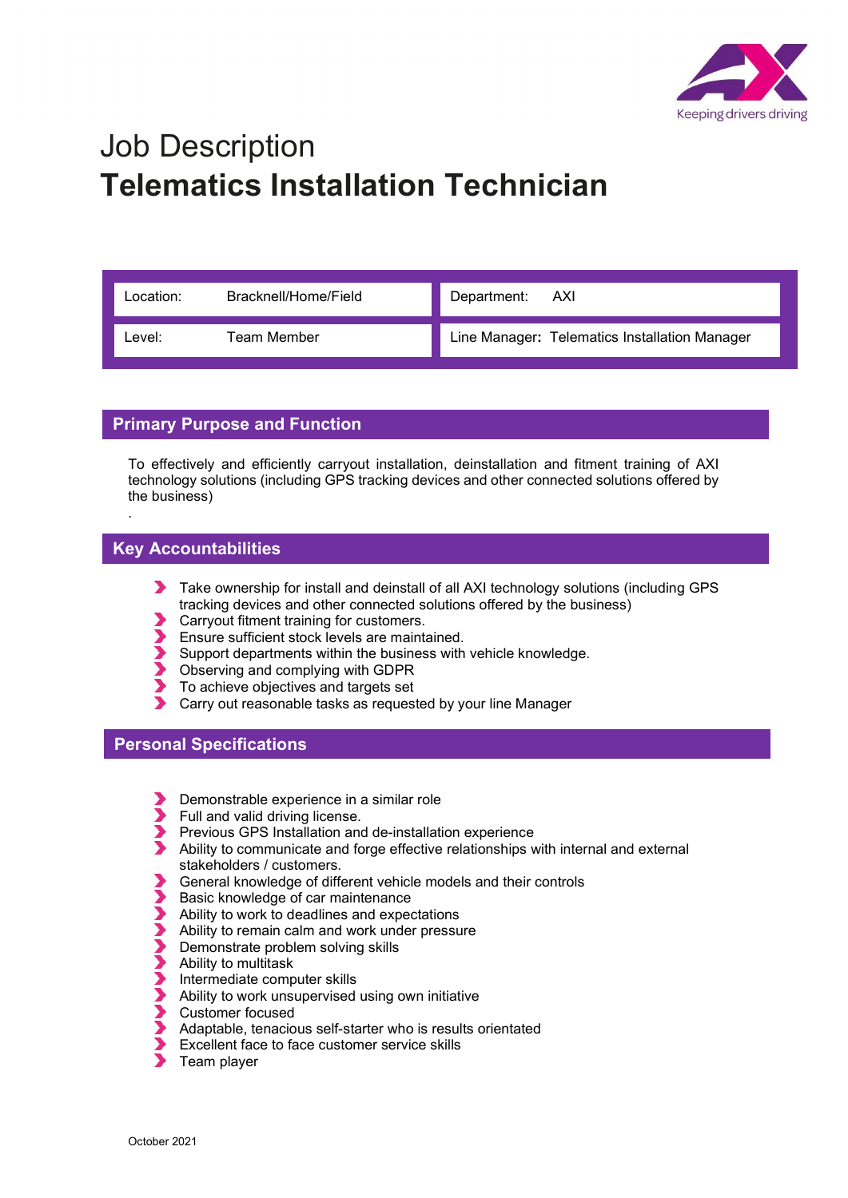Keeping drivers driving

# Job Description

# Telematics Installation Technician

| | | | |
|---|---|---|---|
| Location: | Bracknell/Home/Field | Department: | AXI |
| Level: | Team Member | Line Manager: | Telematics Installation Manager |

## Primary Purpose and Function

To effectively and efficiently carryout installation, deinstallation and fitment training of AXI technology solutions (including GPS tracking devices and other connected solutions offered by the business)

.

## Key Accountabilities

- Take ownership for install and deinstall of all AXI technology solutions (including GPS tracking devices and other connected solutions offered by the business)
- Carryout fitment training for customers.
- Ensure sufficient stock levels are maintained.
- Support departments within the business with vehicle knowledge.
- Observing and complying with GDPR
- To achieve objectives and targets set
- Carry out reasonable tasks as requested by your line Manager

## Personal Specifications

- Demonstrable experience in a similar role
- Full and valid driving license.
- Previous GPS Installation and de-installation experience
- Ability to communicate and forge effective relationships with internal and external stakeholders / customers.
- General knowledge of different vehicle models and their controls
- Basic knowledge of car maintenance
- Ability to work to deadlines and expectations
- Ability to remain calm and work under pressure
- Demonstrate problem solving skills
- Ability to multitask
- Intermediate computer skills
- Ability to work unsupervised using own initiative
- Customer focused
- Adaptable, tenacious self-starter who is results orientated
- Excellent face to face customer service skills
- Team player

October 2021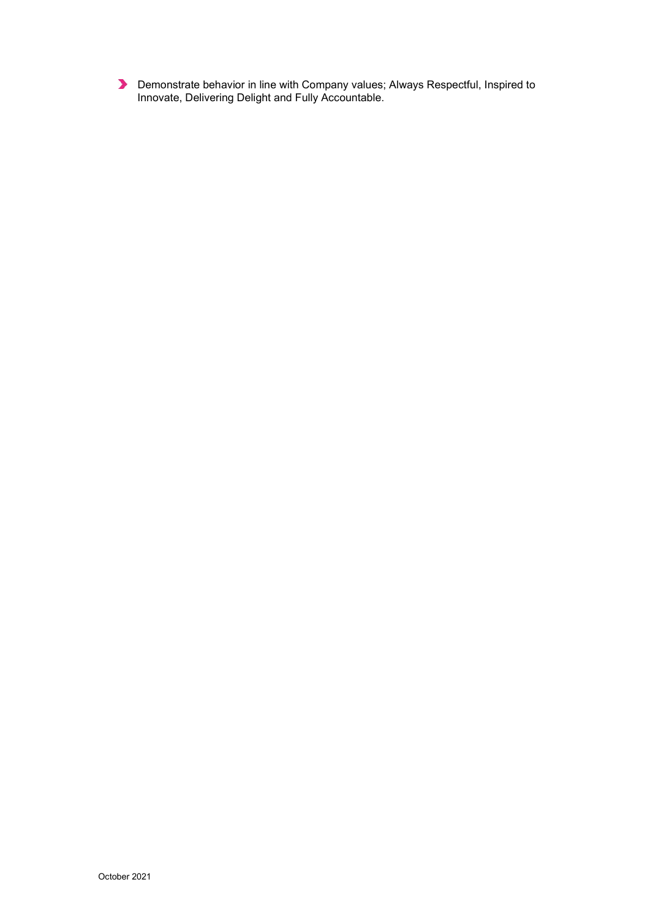- Demonstrate behavior in line with Company values; Always Respectful, Inspired to Innovate, Delivering Delight and Fully Accountable.

October 2021